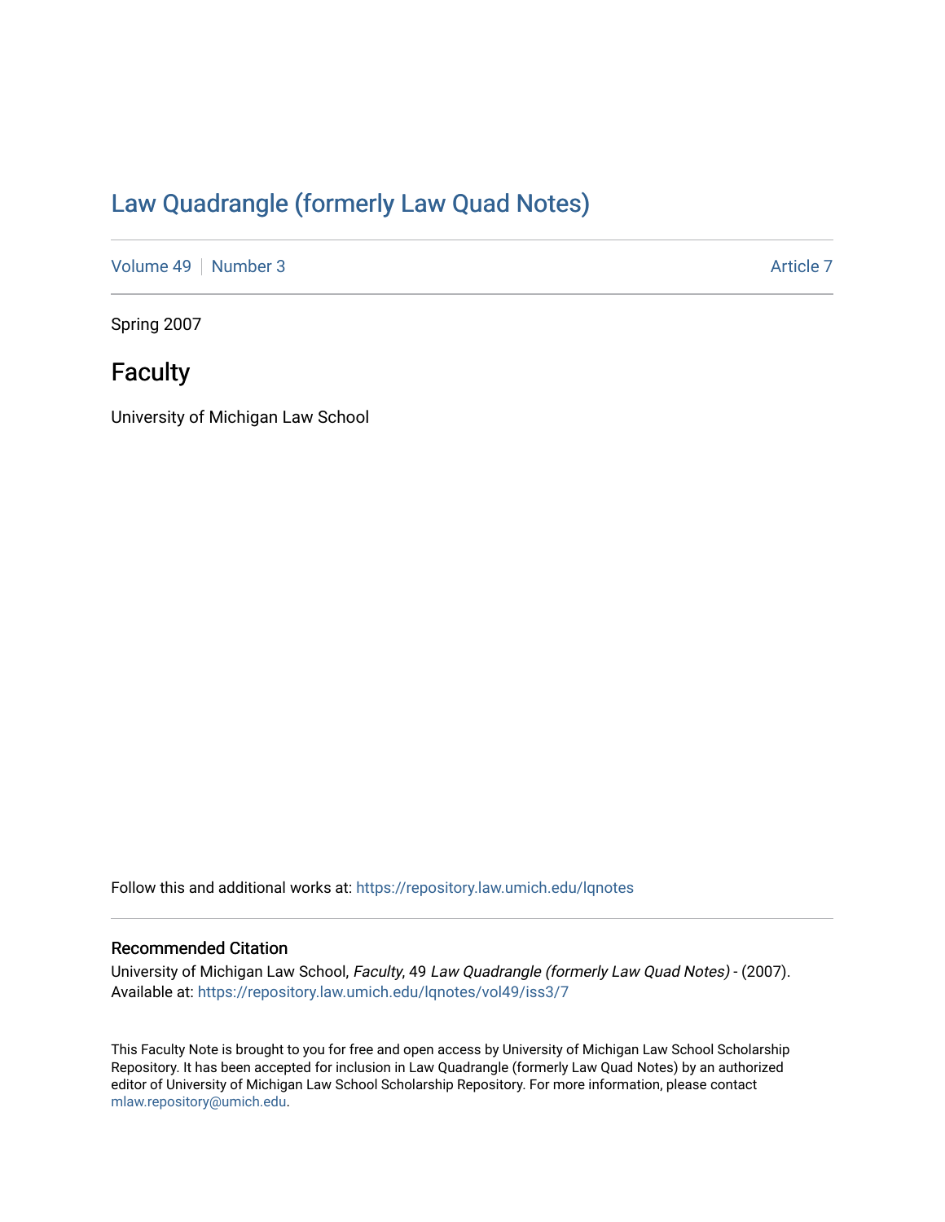# Law Quadrangle (formerly Law Quad Notes)

Volume 49 | Number 3 | Article 7

Spring 2007

## Faculty

University of Michigan Law School

Follow this and additional works at: https://repository.law.umich.edu/lqnotes

### Recommended Citation

University of Michigan Law School, *Faculty*, 49 *Law Quadrangle (formerly Law Quad Notes)* - (2007).
Available at: https://repository.law.umich.edu/lqnotes/vol49/iss3/7

This Faculty Note is brought to you for free and open access by University of Michigan Law School Scholarship Repository. It has been accepted for inclusion in Law Quadrangle (formerly Law Quad Notes) by an authorized editor of University of Michigan Law School Scholarship Repository. For more information, please contact mlaw.repository@umich.edu.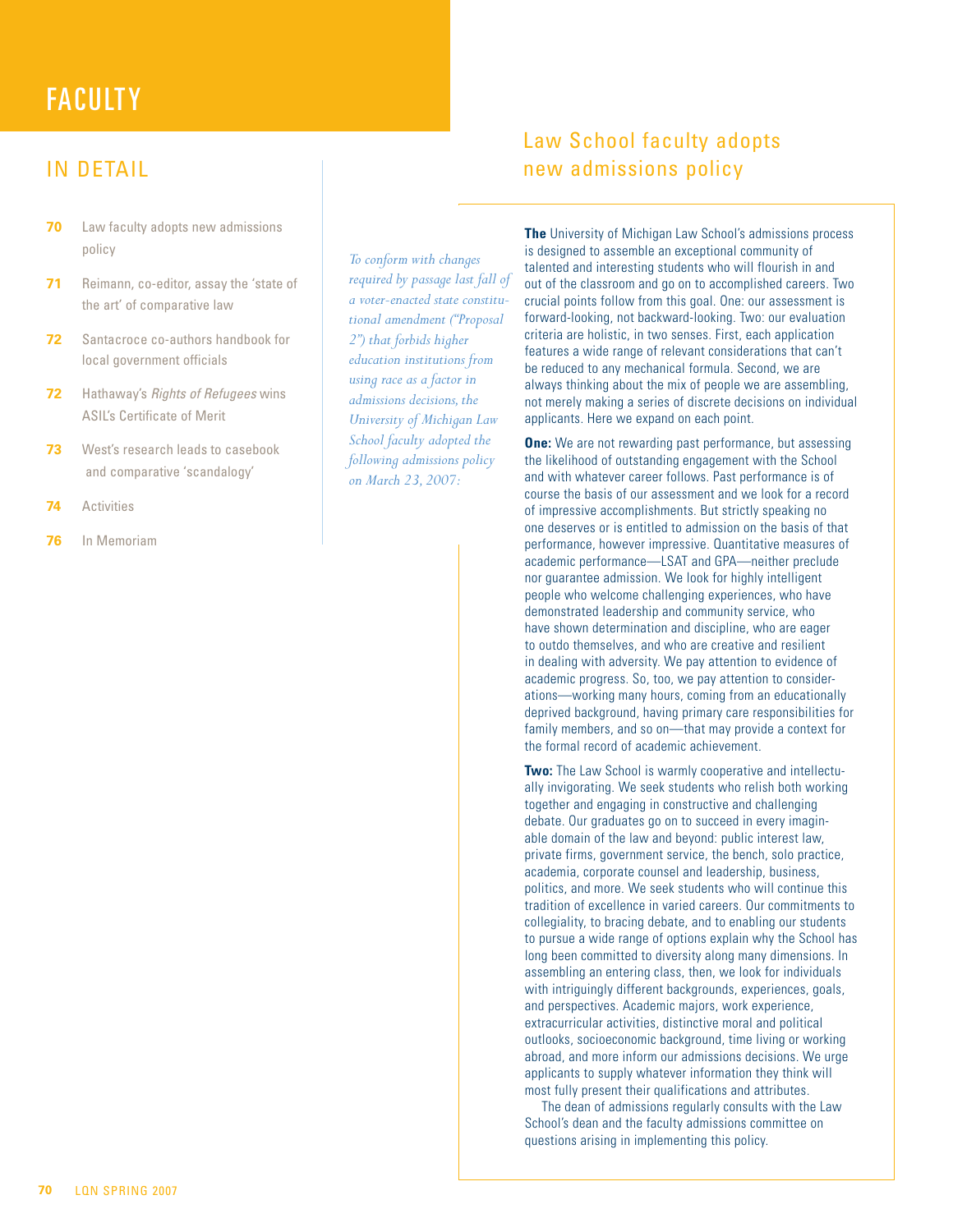# FACULTY

## IN DETAIL

- **70** Law faculty adopts new admissions policy
- **71** Reimann, co-editor, assay the 'state of the art' of comparative law
- **72** Santacroce co-authors handbook for local government officials
- **72** Hathaway's *Rights of Refugees* wins ASIL's Certificate of Merit
- **73** West's research leads to casebook and comparative 'scandalogy'
- **74** Activities
- **76** In Memoriam

## Law School faculty adopts new admissions policy

*To conform with changes required by passage last fall of a voter-enacted state constitutional amendment ("Proposal 2") that forbids higher education institutions from using race as a factor in admissions decisions, the University of Michigan Law School faculty adopted the following admissions policy on March 23, 2007:*

**The** University of Michigan Law School's admissions process is designed to assemble an exceptional community of talented and interesting students who will flourish in and out of the classroom and go on to accomplished careers. Two crucial points follow from this goal. One: our assessment is forward-looking, not backward-looking. Two: our evaluation criteria are holistic, in two senses. First, each application features a wide range of relevant considerations that can't be reduced to any mechanical formula. Second, we are always thinking about the mix of people we are assembling, not merely making a series of discrete decisions on individual applicants. Here we expand on each point.

**One:** We are not rewarding past performance, but assessing the likelihood of outstanding engagement with the School and with whatever career follows. Past performance is of course the basis of our assessment and we look for a record of impressive accomplishments. But strictly speaking no one deserves or is entitled to admission on the basis of that performance, however impressive. Quantitative measures of academic performance—LSAT and GPA—neither preclude nor guarantee admission. We look for highly intelligent people who welcome challenging experiences, who have demonstrated leadership and community service, who have shown determination and discipline, who are eager to outdo themselves, and who are creative and resilient in dealing with adversity. We pay attention to evidence of academic progress. So, too, we pay attention to considerations—working many hours, coming from an educationally deprived background, having primary care responsibilities for family members, and so on—that may provide a context for the formal record of academic achievement.

**Two:** The Law School is warmly cooperative and intellectually invigorating. We seek students who relish both working together and engaging in constructive and challenging debate. Our graduates go on to succeed in every imaginable domain of the law and beyond: public interest law, private firms, government service, the bench, solo practice, academia, corporate counsel and leadership, business, politics, and more. We seek students who will continue this tradition of excellence in varied careers. Our commitments to collegiality, to bracing debate, and to enabling our students to pursue a wide range of options explain why the School has long been committed to diversity along many dimensions. In assembling an entering class, then, we look for individuals with intriguingly different backgrounds, experiences, goals, and perspectives. Academic majors, work experience, extracurricular activities, distinctive moral and political outlooks, socioeconomic background, time living or working abroad, and more inform our admissions decisions. We urge applicants to supply whatever information they think will most fully present their qualifications and attributes.

The dean of admissions regularly consults with the Law School's dean and the faculty admissions committee on questions arising in implementing this policy.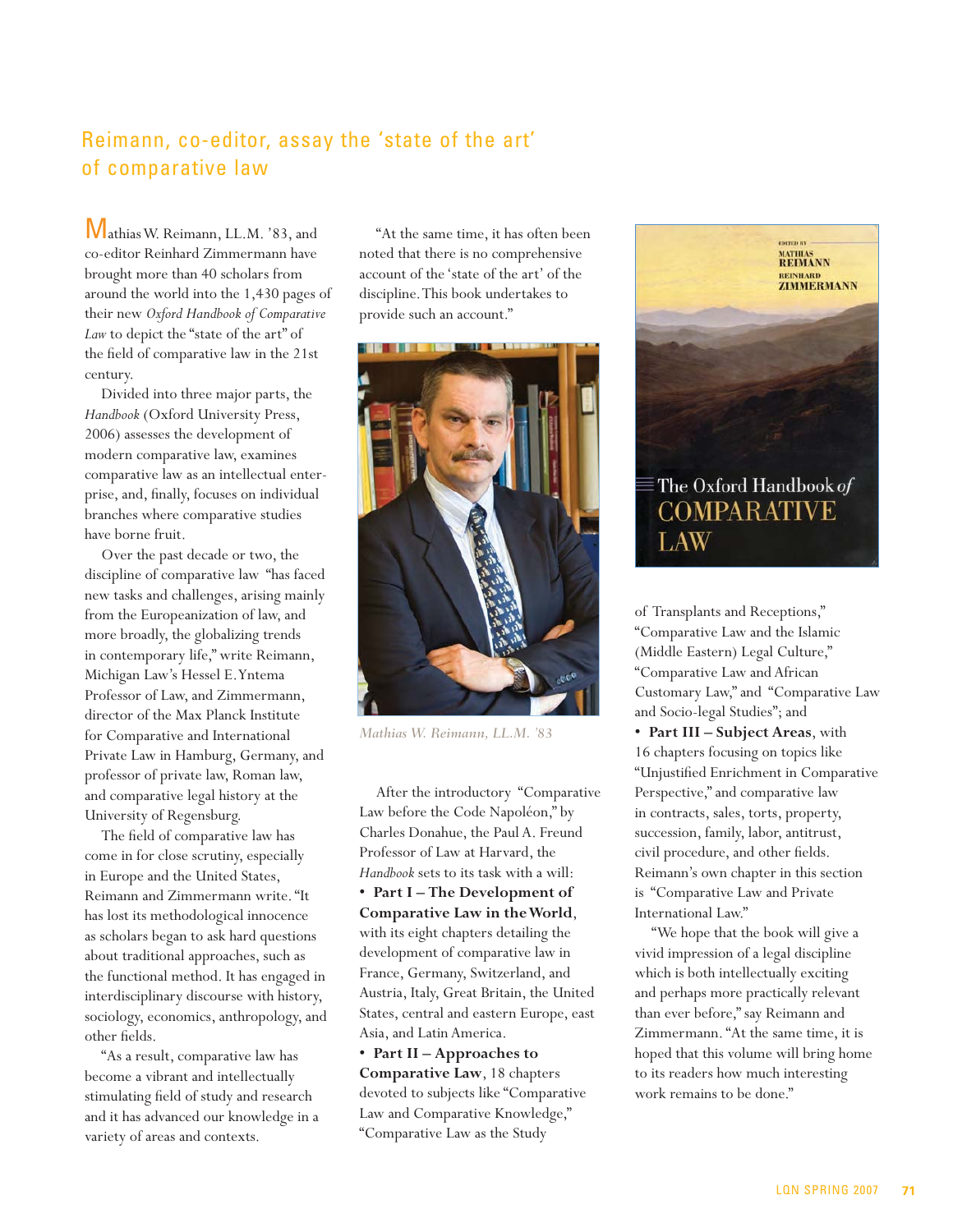## Reimann, co-editor, assay the 'state of the art' of comparative law

Mathias W. Reimann, LL.M. '83, and co-editor Reinhard Zimmermann have brought more than 40 scholars from around the world into the 1,430 pages of their new *Oxford Handbook of Comparative Law* to depict the "state of the art" of the field of comparative law in the 21st century.

Divided into three major parts, the *Handbook* (Oxford University Press, 2006) assesses the development of modern comparative law, examines comparative law as an intellectual enterprise, and, finally, focuses on individual branches where comparative studies have borne fruit.

Over the past decade or two, the discipline of comparative law "has faced new tasks and challenges, arising mainly from the Europeanization of law, and more broadly, the globalizing trends in contemporary life," write Reimann, Michigan Law's Hessel E. Yntema Professor of Law, and Zimmermann, director of the Max Planck Institute for Comparative and International Private Law in Hamburg, Germany, and professor of private law, Roman law, and comparative legal history at the University of Regensburg.

The field of comparative law has come in for close scrutiny, especially in Europe and the United States, Reimann and Zimmermann write. "It has lost its methodological innocence as scholars began to ask hard questions about traditional approaches, such as the functional method. It has engaged in interdisciplinary discourse with history, sociology, economics, anthropology, and other fields.

"As a result, comparative law has become a vibrant and intellectually stimulating field of study and research and it has advanced our knowledge in a variety of areas and contexts.

"At the same time, it has often been noted that there is no comprehensive account of the 'state of the art' of the discipline. This book undertakes to provide such an account."

*Mathias W. Reimann, LL.M. '83*

After the introductory "Comparative Law before the Code Napoléon," by Charles Donahue, the Paul A. Freund Professor of Law at Harvard, the *Handbook* sets to its task with a will:

- **Part I – The Development of Comparative Law in the World**, with its eight chapters detailing the development of comparative law in France, Germany, Switzerland, and Austria, Italy, Great Britain, the United States, central and eastern Europe, east Asia, and Latin America.
- **Part II – Approaches to Comparative Law**, 18 chapters devoted to subjects like "Comparative Law and Comparative Knowledge," "Comparative Law as the Study of Transplants and Receptions," "Comparative Law and the Islamic (Middle Eastern) Legal Culture," "Comparative Law and African Customary Law," and "Comparative Law and Socio-legal Studies"; and
- **Part III – Subject Areas**, with 16 chapters focusing on topics like "Unjustified Enrichment in Comparative Perspective," and comparative law in contracts, sales, torts, property, succession, family, labor, antitrust, civil procedure, and other fields. Reimann's own chapter in this section is "Comparative Law and Private International Law."

"We hope that the book will give a vivid impression of a legal discipline which is both intellectually exciting and perhaps more practically relevant than ever before," say Reimann and Zimmermann. "At the same time, it is hoped that this volume will bring home to its readers how much interesting work remains to be done."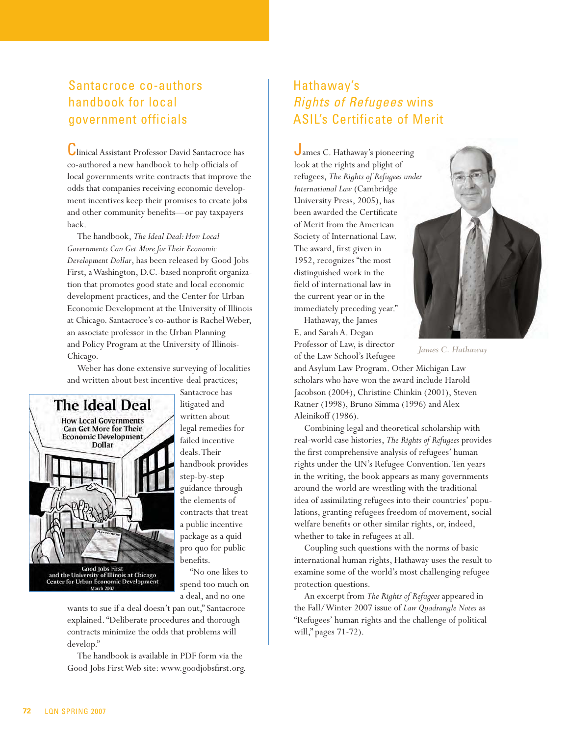## Santacroce co-authors handbook for local government officials

Clinical Assistant Professor David Santacroce has co-authored a new handbook to help officials of local governments write contracts that improve the odds that companies receiving economic development incentives keep their promises to create jobs and other community benefits—or pay taxpayers back.

The handbook, *The Ideal Deal: How Local Governments Can Get More for Their Economic Development Dollar*, has been released by Good Jobs First, a Washington, D.C.-based nonprofit organization that promotes good state and local economic development practices, and the Center for Urban Economic Development at the University of Illinois at Chicago. Santacroce's co-author is Rachel Weber, an associate professor in the Urban Planning and Policy Program at the University of Illinois-Chicago.

Weber has done extensive surveying of localities and written about best incentive-deal practices; Santacroce has litigated and written about legal remedies for failed incentive deals. Their handbook provides step-by-step guidance through the elements of contracts that treat a public incentive package as a quid pro quo for public benefits.

"No one likes to spend too much on a deal, and no one wants to sue if a deal doesn't pan out," Santacroce explained. "Deliberate procedures and thorough contracts minimize the odds that problems will develop."

The handbook is available in PDF form via the Good Jobs First Web site: www.goodjobsfirst.org.

## Hathaway's *Rights of Refugees* wins ASIL's Certificate of Merit

James C. Hathaway's pioneering look at the rights and plight of refugees, *The Rights of Refugees under International Law* (Cambridge University Press, 2005), has been awarded the Certificate of Merit from the American Society of International Law. The award, first given in 1952, recognizes "the most distinguished work in the field of international law in the current year or in the immediately preceding year."

*James C. Hathaway*

Hathaway, the James E. and Sarah A. Degan Professor of Law, is director of the Law School's Refugee and Asylum Law Program. Other Michigan Law scholars who have won the award include Harold Jacobson (2004), Christine Chinkin (2001), Steven Ratner (1998), Bruno Simma (1996) and Alex Aleinikoff (1986).

Combining legal and theoretical scholarship with real-world case histories, *The Rights of Refugees* provides the first comprehensive analysis of refugees' human rights under the UN's Refugee Convention. Ten years in the writing, the book appears as many governments around the world are wrestling with the traditional idea of assimilating refugees into their countries' populations, granting refugees freedom of movement, social welfare benefits or other similar rights, or, indeed, whether to take in refugees at all.

Coupling such questions with the norms of basic international human rights, Hathaway uses the result to examine some of the world's most challenging refugee protection questions.

An excerpt from *The Rights of Refugees* appeared in the Fall/Winter 2007 issue of *Law Quadrangle Notes* as "Refugees' human rights and the challenge of political will," pages 71-72).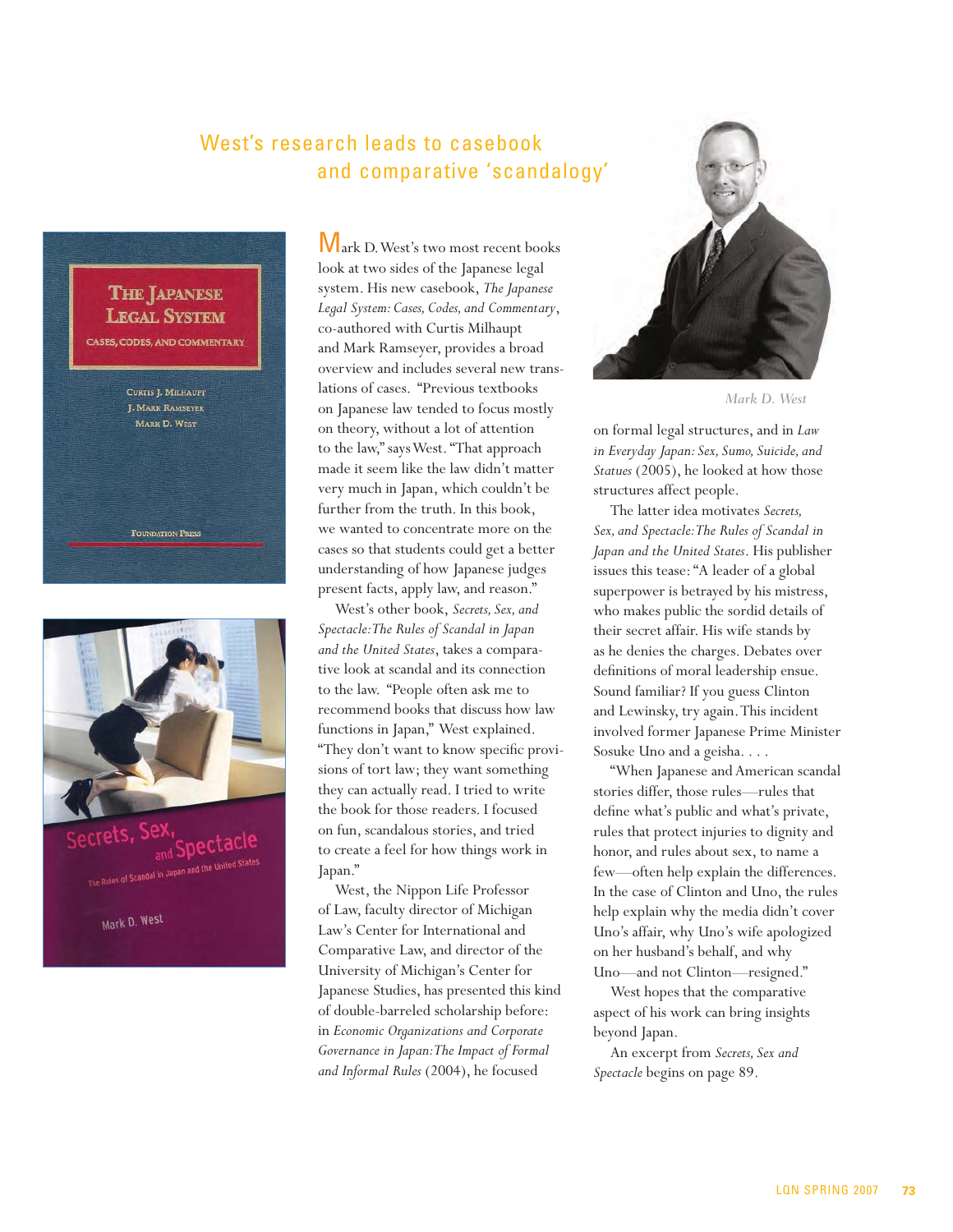# West's research leads to casebook and comparative 'scandalogy'

Mark D. West's two most recent books look at two sides of the Japanese legal system. His new casebook, *The Japanese Legal System: Cases, Codes, and Commentary*, co-authored with Curtis Milhaupt and Mark Ramseyer, provides a broad overview and includes several new translations of cases. "Previous textbooks on Japanese law tended to focus mostly on theory, without a lot of attention to the law," says West. "That approach made it seem like the law didn't matter very much in Japan, which couldn't be further from the truth. In this book, we wanted to concentrate more on the cases so that students could get a better understanding of how Japanese judges present facts, apply law, and reason."

West's other book, *Secrets, Sex, and Spectacle: The Rules of Scandal in Japan and the United States*, takes a comparative look at scandal and its connection to the law. "People often ask me to recommend books that discuss how law functions in Japan," West explained. "They don't want to know specific provisions of tort law; they want something they can actually read. I tried to write the book for those readers. I focused on fun, scandalous stories, and tried to create a feel for how things work in Japan."

West, the Nippon Life Professor of Law, faculty director of Michigan Law's Center for International and Comparative Law, and director of the University of Michigan's Center for Japanese Studies, has presented this kind of double-barreled scholarship before: in *Economic Organizations and Corporate Governance in Japan: The Impact of Formal and Informal Rules* (2004), he focused on formal legal structures, and in *Law in Everyday Japan: Sex, Sumo, Suicide, and Statues* (2005), he looked at how those structures affect people.

Mark D. West

The latter idea motivates *Secrets, Sex, and Spectacle: The Rules of Scandal in Japan and the United States*. His publisher issues this tease: "A leader of a global superpower is betrayed by his mistress, who makes public the sordid details of their secret affair. His wife stands by as he denies the charges. Debates over definitions of moral leadership ensue. Sound familiar? If you guess Clinton and Lewinsky, try again. This incident involved former Japanese Prime Minister Sosuke Uno and a geisha. . . .

"When Japanese and American scandal stories differ, those rules—rules that define what's public and what's private, rules that protect injuries to dignity and honor, and rules about sex, to name a few—often help explain the differences. In the case of Clinton and Uno, the rules help explain why the media didn't cover Uno's affair, why Uno's wife apologized on her husband's behalf, and why Uno—and not Clinton—resigned."

West hopes that the comparative aspect of his work can bring insights beyond Japan.

An excerpt from *Secrets, Sex and Spectacle* begins on page 89.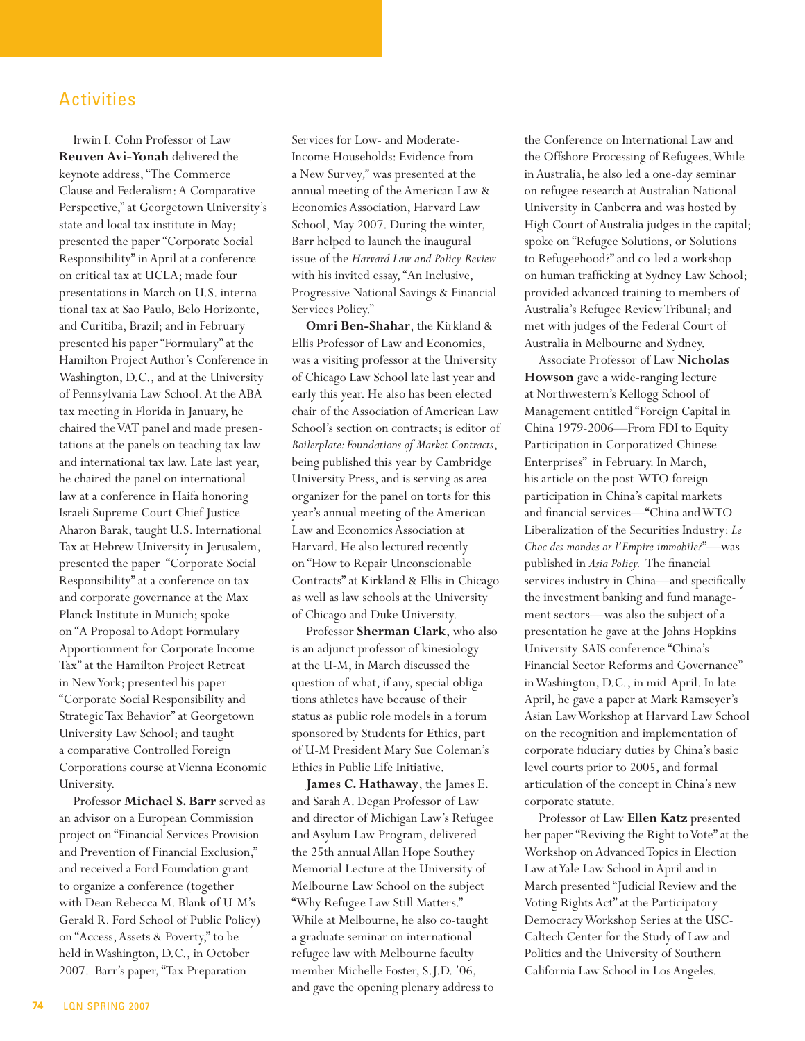## Activities

Irwin I. Cohn Professor of Law **Reuven Avi-Yonah** delivered the keynote address, "The Commerce Clause and Federalism: A Comparative Perspective," at Georgetown University's state and local tax institute in May; presented the paper "Corporate Social Responsibility" in April at a conference on critical tax at UCLA; made four presentations in March on U.S. international tax at Sao Paulo, Belo Horizonte, and Curitiba, Brazil; and in February presented his paper "Formulary" at the Hamilton Project Author's Conference in Washington, D.C., and at the University of Pennsylvania Law School. At the ABA tax meeting in Florida in January, he chaired the VAT panel and made presentations at the panels on teaching tax law and international tax law. Late last year, he chaired the panel on international law at a conference in Haifa honoring Israeli Supreme Court Chief Justice Aharon Barak, taught U.S. International Tax at Hebrew University in Jerusalem, presented the paper "Corporate Social Responsibility" at a conference on tax and corporate governance at the Max Planck Institute in Munich; spoke on "A Proposal to Adopt Formulary Apportionment for Corporate Income Tax" at the Hamilton Project Retreat in New York; presented his paper "Corporate Social Responsibility and Strategic Tax Behavior" at Georgetown University Law School; and taught a comparative Controlled Foreign Corporations course at Vienna Economic University.

Professor **Michael S. Barr** served as an advisor on a European Commission project on "Financial Services Provision and Prevention of Financial Exclusion," and received a Ford Foundation grant to organize a conference (together with Dean Rebecca M. Blank of U-M's Gerald R. Ford School of Public Policy) on "Access, Assets & Poverty," to be held in Washington, D.C., in October 2007. Barr's paper, "Tax Preparation Services for Low- and Moderate-Income Households: Evidence from a New Survey," was presented at the annual meeting of the American Law & Economics Association, Harvard Law School, May 2007. During the winter, Barr helped to launch the inaugural issue of the *Harvard Law and Policy Review* with his invited essay, "An Inclusive, Progressive National Savings & Financial Services Policy."

**Omri Ben-Shahar**, the Kirkland & Ellis Professor of Law and Economics, was a visiting professor at the University of Chicago Law School late last year and early this year. He also has been elected chair of the Association of American Law School's section on contracts; is editor of *Boilerplate: Foundations of Market Contracts*, being published this year by Cambridge University Press, and is serving as area organizer for the panel on torts for this year's annual meeting of the American Law and Economics Association at Harvard. He also lectured recently on "How to Repair Unconscionable Contracts" at Kirkland & Ellis in Chicago as well as law schools at the University of Chicago and Duke University.

Professor **Sherman Clark**, who also is an adjunct professor of kinesiology at the U-M, in March discussed the question of what, if any, special obligations athletes have because of their status as public role models in a forum sponsored by Students for Ethics, part of U-M President Mary Sue Coleman's Ethics in Public Life Initiative.

**James C. Hathaway**, the James E. and Sarah A. Degan Professor of Law and director of Michigan Law's Refugee and Asylum Law Program, delivered the 25th annual Allan Hope Southey Memorial Lecture at the University of Melbourne Law School on the subject "Why Refugee Law Still Matters." While at Melbourne, he also co-taught a graduate seminar on international refugee law with Melbourne faculty member Michelle Foster, S.J.D. '06, and gave the opening plenary address to the Conference on International Law and the Offshore Processing of Refugees. While in Australia, he also led a one-day seminar on refugee research at Australian National University in Canberra and was hosted by High Court of Australia judges in the capital; spoke on "Refugee Solutions, or Solutions to Refugeehood?" and co-led a workshop on human trafficking at Sydney Law School; provided advanced training to members of Australia's Refugee Review Tribunal; and met with judges of the Federal Court of Australia in Melbourne and Sydney.

Associate Professor of Law **Nicholas Howson** gave a wide-ranging lecture at Northwestern's Kellogg School of Management entitled "Foreign Capital in China 1979-2006—From FDI to Equity Participation in Corporatized Chinese Enterprises" in February. In March, his article on the post-WTO foreign participation in China's capital markets and financial services—"China and WTO Liberalization of the Securities Industry: *Le Choc des mondes or l'Empire immobile?*"—was published in *Asia Policy.* The financial services industry in China—and specifically the investment banking and fund management sectors—was also the subject of a presentation he gave at the Johns Hopkins University-SAIS conference "China's Financial Sector Reforms and Governance" in Washington, D.C., in mid-April. In late April, he gave a paper at Mark Ramseyer's Asian Law Workshop at Harvard Law School on the recognition and implementation of corporate fiduciary duties by China's basic level courts prior to 2005, and formal articulation of the concept in China's new corporate statute.

Professor of Law **Ellen Katz** presented her paper "Reviving the Right to Vote" at the Workshop on Advanced Topics in Election Law at Yale Law School in April and in March presented "Judicial Review and the Voting Rights Act" at the Participatory Democracy Workshop Series at the USC-Caltech Center for the Study of Law and Politics and the University of Southern California Law School in Los Angeles.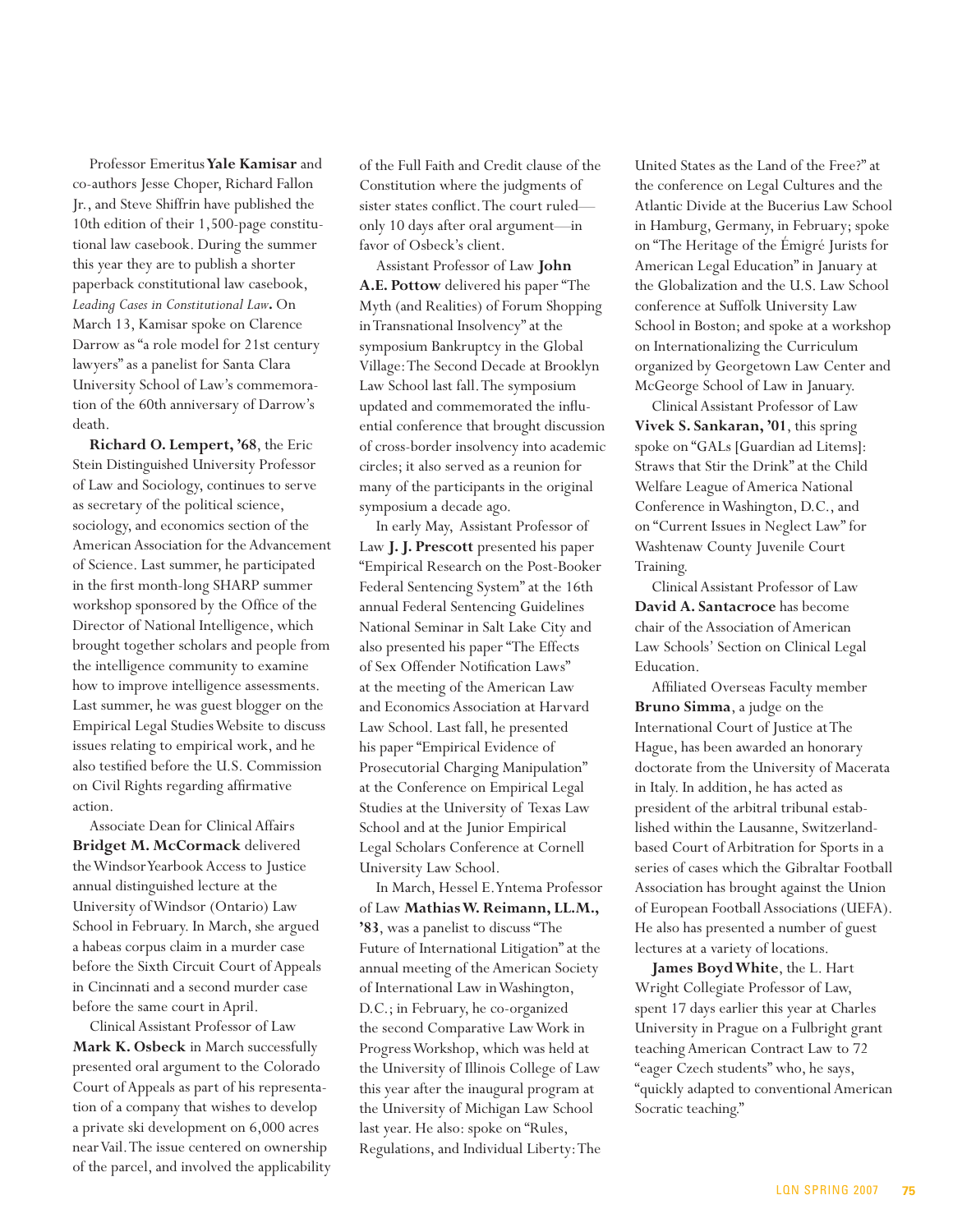Professor Emeritus **Yale Kamisar** and co-authors Jesse Choper, Richard Fallon Jr., and Steve Shiffrin have published the 10th edition of their 1,500-page constitutional law casebook. During the summer this year they are to publish a shorter paperback constitutional law casebook, *Leading Cases in Constitutional Law***.** On March 13, Kamisar spoke on Clarence Darrow as "a role model for 21st century lawyers" as a panelist for Santa Clara University School of Law's commemoration of the 60th anniversary of Darrow's death.

**Richard O. Lempert, '68**, the Eric Stein Distinguished University Professor of Law and Sociology, continues to serve as secretary of the political science, sociology, and economics section of the American Association for the Advancement of Science. Last summer, he participated in the first month-long SHARP summer workshop sponsored by the Office of the Director of National Intelligence, which brought together scholars and people from the intelligence community to examine how to improve intelligence assessments. Last summer, he was guest blogger on the Empirical Legal Studies Website to discuss issues relating to empirical work, and he also testified before the U.S. Commission on Civil Rights regarding affirmative action.

Associate Dean for Clinical Affairs **Bridget M. McCormack** delivered the Windsor Yearbook Access to Justice annual distinguished lecture at the University of Windsor (Ontario) Law School in February. In March, she argued a habeas corpus claim in a murder case before the Sixth Circuit Court of Appeals in Cincinnati and a second murder case before the same court in April.

Clinical Assistant Professor of Law **Mark K. Osbeck** in March successfully presented oral argument to the Colorado Court of Appeals as part of his representation of a company that wishes to develop a private ski development on 6,000 acres near Vail. The issue centered on ownership of the parcel, and involved the applicability of the Full Faith and Credit clause of the Constitution where the judgments of sister states conflict. The court ruled—only 10 days after oral argument—in favor of Osbeck's client.

Assistant Professor of Law **John A.E. Pottow** delivered his paper "The Myth (and Realities) of Forum Shopping in Transnational Insolvency" at the symposium Bankruptcy in the Global Village: The Second Decade at Brooklyn Law School last fall. The symposium updated and commemorated the influential conference that brought discussion of cross-border insolvency into academic circles; it also served as a reunion for many of the participants in the original symposium a decade ago.

In early May, Assistant Professor of Law **J. J. Prescott** presented his paper "Empirical Research on the Post-Booker Federal Sentencing System" at the 16th annual Federal Sentencing Guidelines National Seminar in Salt Lake City and also presented his paper "The Effects of Sex Offender Notification Laws" at the meeting of the American Law and Economics Association at Harvard Law School. Last fall, he presented his paper "Empirical Evidence of Prosecutorial Charging Manipulation" at the Conference on Empirical Legal Studies at the University of Texas Law School and at the Junior Empirical Legal Scholars Conference at Cornell University Law School.

In March, Hessel E. Yntema Professor of Law **Mathias W. Reimann, LL.M., '83**, was a panelist to discuss "The Future of International Litigation" at the annual meeting of the American Society of International Law in Washington, D.C.; in February, he co-organized the second Comparative Law Work in Progress Workshop, which was held at the University of Illinois College of Law this year after the inaugural program at the University of Michigan Law School last year. He also: spoke on "Rules, Regulations, and Individual Liberty: The United States as the Land of the Free?" at the conference on Legal Cultures and the Atlantic Divide at the Bucerius Law School in Hamburg, Germany, in February; spoke on "The Heritage of the Émigré Jurists for American Legal Education" in January at the Globalization and the U.S. Law School conference at Suffolk University Law School in Boston; and spoke at a workshop on Internationalizing the Curriculum organized by Georgetown Law Center and McGeorge School of Law in January.

Clinical Assistant Professor of Law **Vivek S. Sankaran, '01**, this spring spoke on "GALs [Guardian ad Litems]: Straws that Stir the Drink" at the Child Welfare League of America National Conference in Washington, D.C., and on "Current Issues in Neglect Law" for Washtenaw County Juvenile Court Training.

Clinical Assistant Professor of Law **David A. Santacroce** has become chair of the Association of American Law Schools' Section on Clinical Legal Education.

Affiliated Overseas Faculty member **Bruno Simma**, a judge on the International Court of Justice at The Hague, has been awarded an honorary doctorate from the University of Macerata in Italy. In addition, he has acted as president of the arbitral tribunal established within the Lausanne, Switzerland-based Court of Arbitration for Sports in a series of cases which the Gibraltar Football Association has brought against the Union of European Football Associations (UEFA). He also has presented a number of guest lectures at a variety of locations.

**James Boyd White**, the L. Hart Wright Collegiate Professor of Law, spent 17 days earlier this year at Charles University in Prague on a Fulbright grant teaching American Contract Law to 72 "eager Czech students" who, he says, "quickly adapted to conventional American Socratic teaching."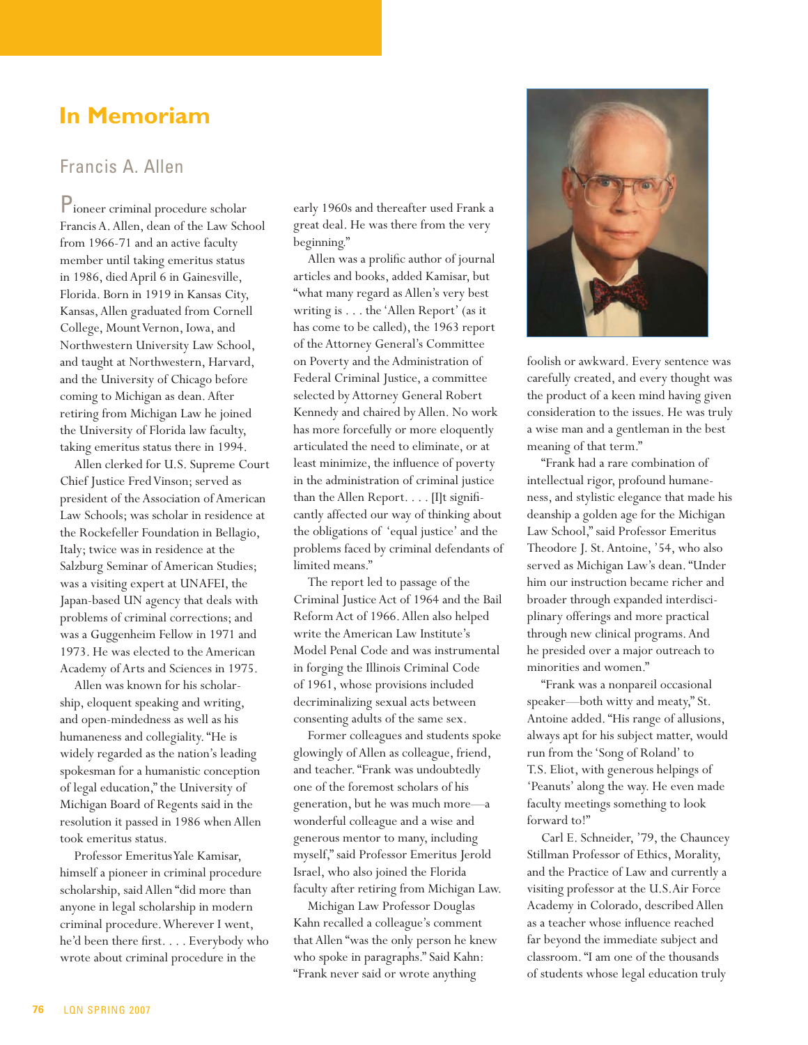# In Memoriam

## Francis A. Allen

Pioneer criminal procedure scholar Francis A. Allen, dean of the Law School from 1966-71 and an active faculty member until taking emeritus status in 1986, died April 6 in Gainesville, Florida. Born in 1919 in Kansas City, Kansas, Allen graduated from Cornell College, Mount Vernon, Iowa, and Northwestern University Law School, and taught at Northwestern, Harvard, and the University of Chicago before coming to Michigan as dean. After retiring from Michigan Law he joined the University of Florida law faculty, taking emeritus status there in 1994.

Allen clerked for U.S. Supreme Court Chief Justice Fred Vinson; served as president of the Association of American Law Schools; was scholar in residence at the Rockefeller Foundation in Bellagio, Italy; twice was in residence at the Salzburg Seminar of American Studies; was a visiting expert at UNAFEI, the Japan-based UN agency that deals with problems of criminal corrections; and was a Guggenheim Fellow in 1971 and 1973. He was elected to the American Academy of Arts and Sciences in 1975.

Allen was known for his scholarship, eloquent speaking and writing, and open-mindedness as well as his humaneness and collegiality. "He is widely regarded as the nation's leading spokesman for a humanistic conception of legal education," the University of Michigan Board of Regents said in the resolution it passed in 1986 when Allen took emeritus status.

Professor Emeritus Yale Kamisar, himself a pioneer in criminal procedure scholarship, said Allen "did more than anyone in legal scholarship in modern criminal procedure. Wherever I went, he'd been there first. . . . Everybody who wrote about criminal procedure in the early 1960s and thereafter used Frank a great deal. He was there from the very beginning."

Allen was a prolific author of journal articles and books, added Kamisar, but "what many regard as Allen's very best writing is . . . the 'Allen Report' (as it has come to be called), the 1963 report of the Attorney General's Committee on Poverty and the Administration of Federal Criminal Justice, a committee selected by Attorney General Robert Kennedy and chaired by Allen. No work has more forcefully or more eloquently articulated the need to eliminate, or at least minimize, the influence of poverty in the administration of criminal justice than the Allen Report. . . . [I]t significantly affected our way of thinking about the obligations of 'equal justice' and the problems faced by criminal defendants of limited means."

The report led to passage of the Criminal Justice Act of 1964 and the Bail Reform Act of 1966. Allen also helped write the American Law Institute's Model Penal Code and was instrumental in forging the Illinois Criminal Code of 1961, whose provisions included decriminalizing sexual acts between consenting adults of the same sex.

Former colleagues and students spoke glowingly of Allen as colleague, friend, and teacher. "Frank was undoubtedly one of the foremost scholars of his generation, but he was much more—a wonderful colleague and a wise and generous mentor to many, including myself," said Professor Emeritus Jerold Israel, who also joined the Florida faculty after retiring from Michigan Law.

Michigan Law Professor Douglas Kahn recalled a colleague's comment that Allen "was the only person he knew who spoke in paragraphs." Said Kahn: "Frank never said or wrote anything foolish or awkward. Every sentence was carefully created, and every thought was the product of a keen mind having given consideration to the issues. He was truly a wise man and a gentleman in the best meaning of that term."

"Frank had a rare combination of intellectual rigor, profound humaneness, and stylistic elegance that made his deanship a golden age for the Michigan Law School," said Professor Emeritus Theodore J. St. Antoine, '54, who also served as Michigan Law's dean. "Under him our instruction became richer and broader through expanded interdisciplinary offerings and more practical through new clinical programs. And he presided over a major outreach to minorities and women."

"Frank was a nonpareil occasional speaker—both witty and meaty," St. Antoine added. "His range of allusions, always apt for his subject matter, would run from the 'Song of Roland' to T.S. Eliot, with generous helpings of 'Peanuts' along the way. He even made faculty meetings something to look forward to!"

Carl E. Schneider, '79, the Chauncey Stillman Professor of Ethics, Morality, and the Practice of Law and currently a visiting professor at the U.S. Air Force Academy in Colorado, described Allen as a teacher whose influence reached far beyond the immediate subject and classroom. "I am one of the thousands of students whose legal education truly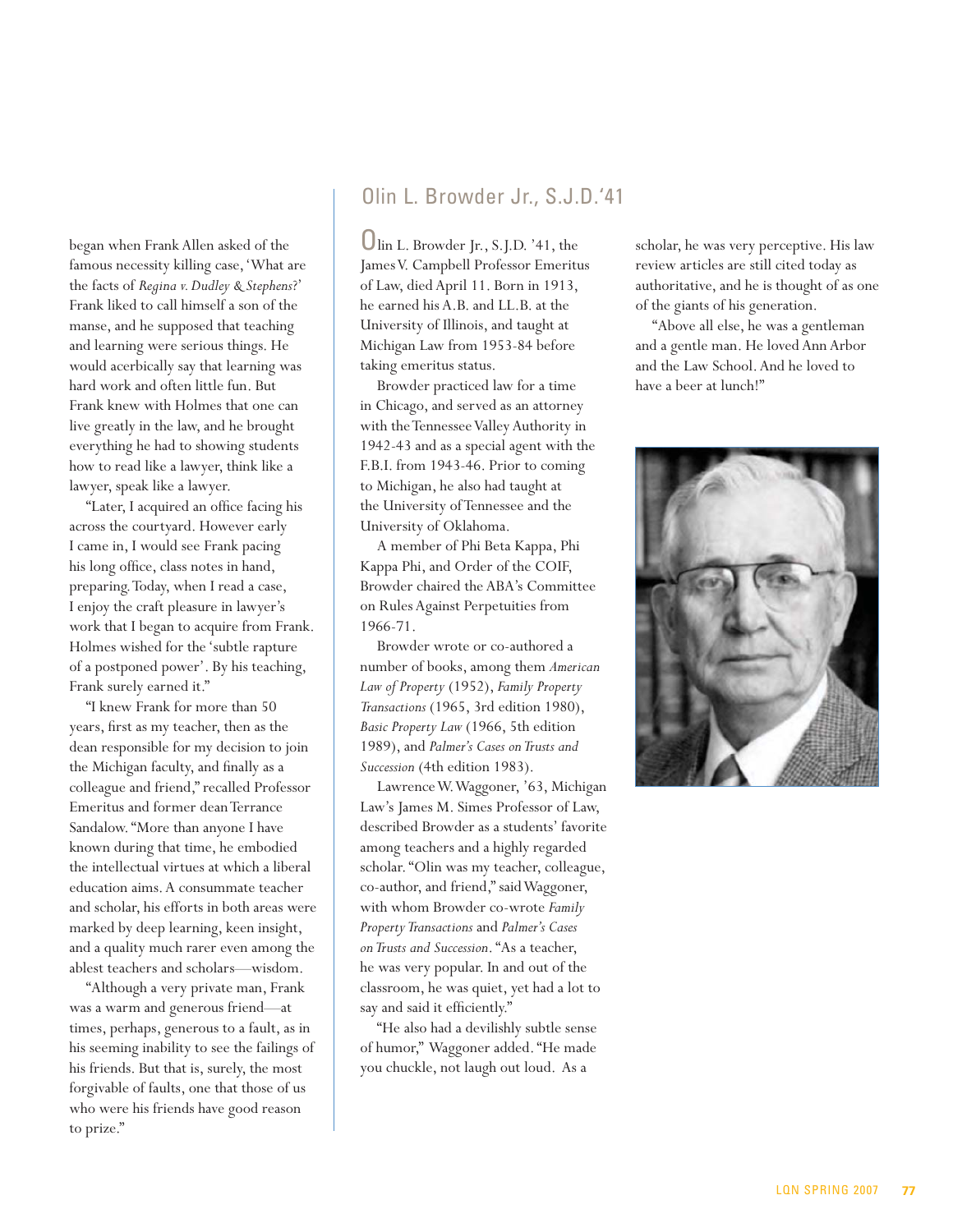began when Frank Allen asked of the famous necessity killing case, 'What are the facts of *Regina v. Dudley & Stephens*?' Frank liked to call himself a son of the manse, and he supposed that teaching and learning were serious things. He would acerbically say that learning was hard work and often little fun. But Frank knew with Holmes that one can live greatly in the law, and he brought everything he had to showing students how to read like a lawyer, think like a lawyer, speak like a lawyer.

"Later, I acquired an office facing his across the courtyard. However early I came in, I would see Frank pacing his long office, class notes in hand, preparing. Today, when I read a case, I enjoy the craft pleasure in lawyer's work that I began to acquire from Frank. Holmes wished for the 'subtle rapture of a postponed power'. By his teaching, Frank surely earned it."

"I knew Frank for more than 50 years, first as my teacher, then as the dean responsible for my decision to join the Michigan faculty, and finally as a colleague and friend," recalled Professor Emeritus and former dean Terrance Sandalow. "More than anyone I have known during that time, he embodied the intellectual virtues at which a liberal education aims. A consummate teacher and scholar, his efforts in both areas were marked by deep learning, keen insight, and a quality much rarer even among the ablest teachers and scholars—wisdom.

"Although a very private man, Frank was a warm and generous friend—at times, perhaps, generous to a fault, as in his seeming inability to see the failings of his friends. But that is, surely, the most forgivable of faults, one that those of us who were his friends have good reason to prize."

## Olin L. Browder Jr., S.J.D.'41

Olin L. Browder Jr., S.J.D. '41, the James V. Campbell Professor Emeritus of Law, died April 11. Born in 1913, he earned his A.B. and LL.B. at the University of Illinois, and taught at Michigan Law from 1953-84 before taking emeritus status.

Browder practiced law for a time in Chicago, and served as an attorney with the Tennessee Valley Authority in 1942-43 and as a special agent with the F.B.I. from 1943-46. Prior to coming to Michigan, he also had taught at the University of Tennessee and the University of Oklahoma.

A member of Phi Beta Kappa, Phi Kappa Phi, and Order of the COIF, Browder chaired the ABA's Committee on Rules Against Perpetuities from 1966-71.

Browder wrote or co-authored a number of books, among them *American Law of Property* (1952), *Family Property Transactions* (1965, 3rd edition 1980), *Basic Property Law* (1966, 5th edition 1989), and *Palmer's Cases on Trusts and Succession* (4th edition 1983).

Lawrence W. Waggoner, '63, Michigan Law's James M. Simes Professor of Law, described Browder as a students' favorite among teachers and a highly regarded scholar. "Olin was my teacher, colleague, co-author, and friend," said Waggoner, with whom Browder co-wrote *Family Property Transactions* and *Palmer's Cases on Trusts and Succession*. "As a teacher, he was very popular. In and out of the classroom, he was quiet, yet had a lot to say and said it efficiently."

"He also had a devilishly subtle sense of humor," Waggoner added. "He made you chuckle, not laugh out loud. As a scholar, he was very perceptive. His law review articles are still cited today as authoritative, and he is thought of as one of the giants of his generation.

"Above all else, he was a gentleman and a gentle man. He loved Ann Arbor and the Law School. And he loved to have a beer at lunch!"